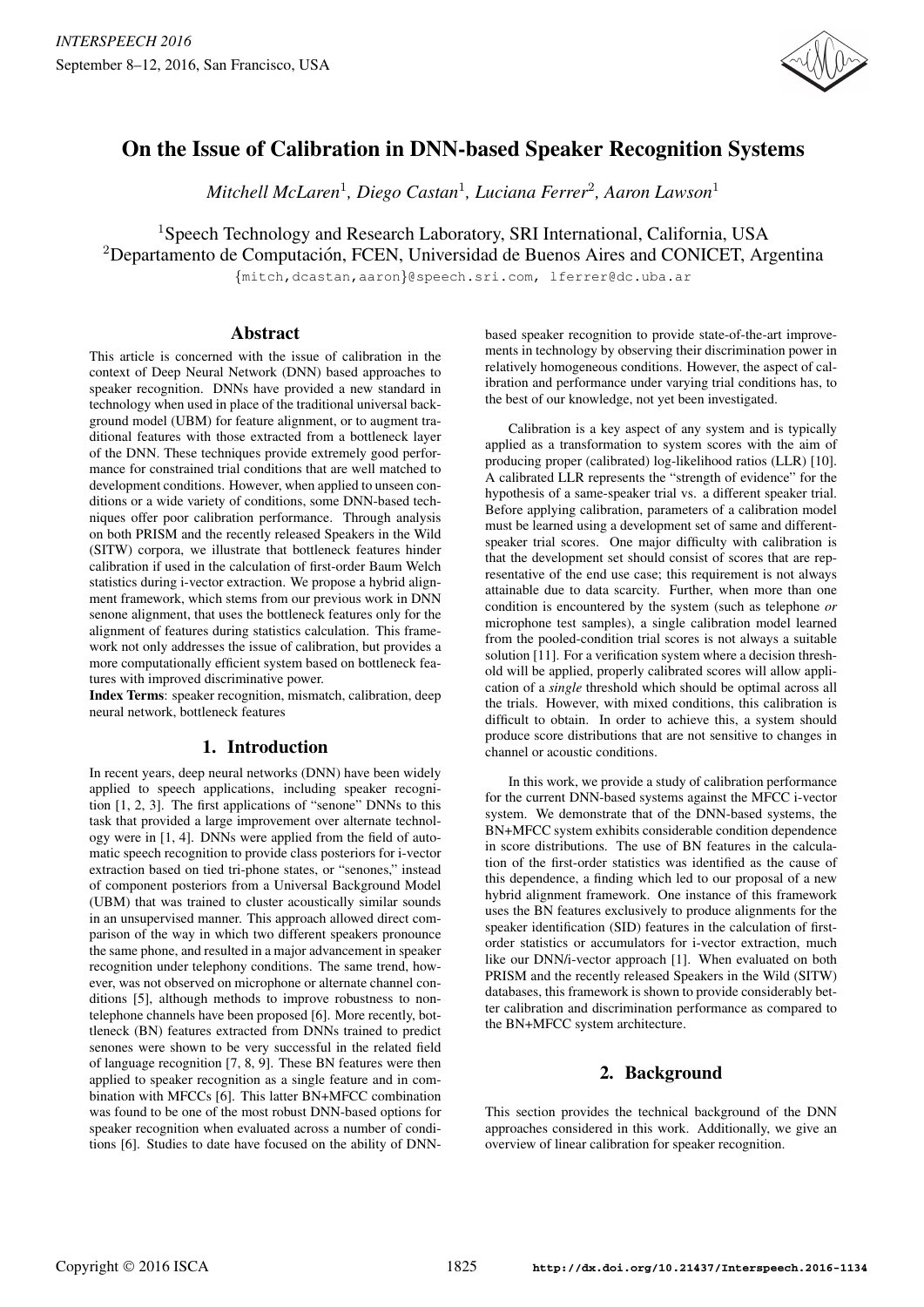# On the Issue of Calibration in DNN-based Speaker Recognition Systems

*Mitchell McLaren[1], Diego Castan[1], Luciana Ferrer[2], Aaron Lawson[1]*

[1]Speech Technology and Research Laboratory, SRI International, California, USA
[2]Departamento de Computación, FCEN, Universidad de Buenos Aires and CONICET, Argentina

{mitch,dcastan,aaron}@speech.sri.com, lferrer@dc.uba.ar

## Abstract

This article is concerned with the issue of calibration in the context of Deep Neural Network (DNN) based approaches to speaker recognition. DNNs have provided a new standard in technology when used in place of the traditional universal background model (UBM) for feature alignment, or to augment traditional features with those extracted from a bottleneck layer of the DNN. These techniques provide extremely good performance for constrained trial conditions that are well matched to development conditions. However, when applied to unseen conditions or a wide variety of conditions, some DNN-based techniques offer poor calibration performance. Through analysis on both PRISM and the recently released Speakers in the Wild (SITW) corpora, we illustrate that bottleneck features hinder calibration if used in the calculation of first-order Baum Welch statistics during i-vector extraction. We propose a hybrid alignment framework, which stems from our previous work in DNN senone alignment, that uses the bottleneck features only for the alignment of features during statistics calculation. This framework not only addresses the issue of calibration, but provides a more computationally efficient system based on bottleneck features with improved discriminative power.

**Index Terms**: speaker recognition, mismatch, calibration, deep neural network, bottleneck features

## 1. Introduction

In recent years, deep neural networks (DNN) have been widely applied to speech applications, including speaker recognition [1, 2, 3]. The first applications of "senone" DNNs to this task that provided a large improvement over alternate technology were in [1, 4]. DNNs were applied from the field of automatic speech recognition to provide class posteriors for i-vector extraction based on tied tri-phone states, or "senones," instead of component posteriors from a Universal Background Model (UBM) that was trained to cluster acoustically similar sounds in an unsupervised manner. This approach allowed direct comparison of the way in which two different speakers pronounce the same phone, and resulted in a major advancement in speaker recognition under telephony conditions. The same trend, however, was not observed on microphone or alternate channel conditions [5], although methods to improve robustness to non-telephone channels have been proposed [6]. More recently, bottleneck (BN) features extracted from DNNs trained to predict senones were shown to be very successful in the related field of language recognition [7, 8, 9]. These BN features were then applied to speaker recognition as a single feature and in combination with MFCCs [6]. This latter BN+MFCC combination was found to be one of the most robust DNN-based options for speaker recognition when evaluated across a number of conditions [6]. Studies to date have focused on the ability of DNN-based speaker recognition to provide state-of-the-art improvements in technology by observing their discrimination power in relatively homogeneous conditions. However, the aspect of calibration and performance under varying trial conditions has, to the best of our knowledge, not yet been investigated.

Calibration is a key aspect of any system and is typically applied as a transformation to system scores with the aim of producing proper (calibrated) log-likelihood ratios (LLR) [10]. A calibrated LLR represents the "strength of evidence" for the hypothesis of a same-speaker trial vs. a different speaker trial. Before applying calibration, parameters of a calibration model must be learned using a development set of same and different-speaker trial scores. One major difficulty with calibration is that the development set should consist of scores that are representative of the end use case; this requirement is not always attainable due to data scarcity. Further, when more than one condition is encountered by the system (such as telephone *or* microphone test samples), a single calibration model learned from the pooled-condition trial scores is not always a suitable solution [11]. For a verification system where a decision threshold will be applied, properly calibrated scores will allow application of a *single* threshold which should be optimal across all the trials. However, with mixed conditions, this calibration is difficult to obtain. In order to achieve this, a system should produce score distributions that are not sensitive to changes in channel or acoustic conditions.

In this work, we provide a study of calibration performance for the current DNN-based systems against the MFCC i-vector system. We demonstrate that of the DNN-based systems, the BN+MFCC system exhibits considerable condition dependence in score distributions. The use of BN features in the calculation of the first-order statistics was identified as the cause of this dependence, a finding which led to our proposal of a new hybrid alignment framework. One instance of this framework uses the BN features exclusively to produce alignments for the speaker identification (SID) features in the calculation of first-order statistics or accumulators for i-vector extraction, much like our DNN/i-vector approach [1]. When evaluated on both PRISM and the recently released Speakers in the Wild (SITW) databases, this framework is shown to provide considerably better calibration and discrimination performance as compared to the BN+MFCC system architecture.

## 2. Background

This section provides the technical background of the DNN approaches considered in this work. Additionally, we give an overview of linear calibration for speaker recognition.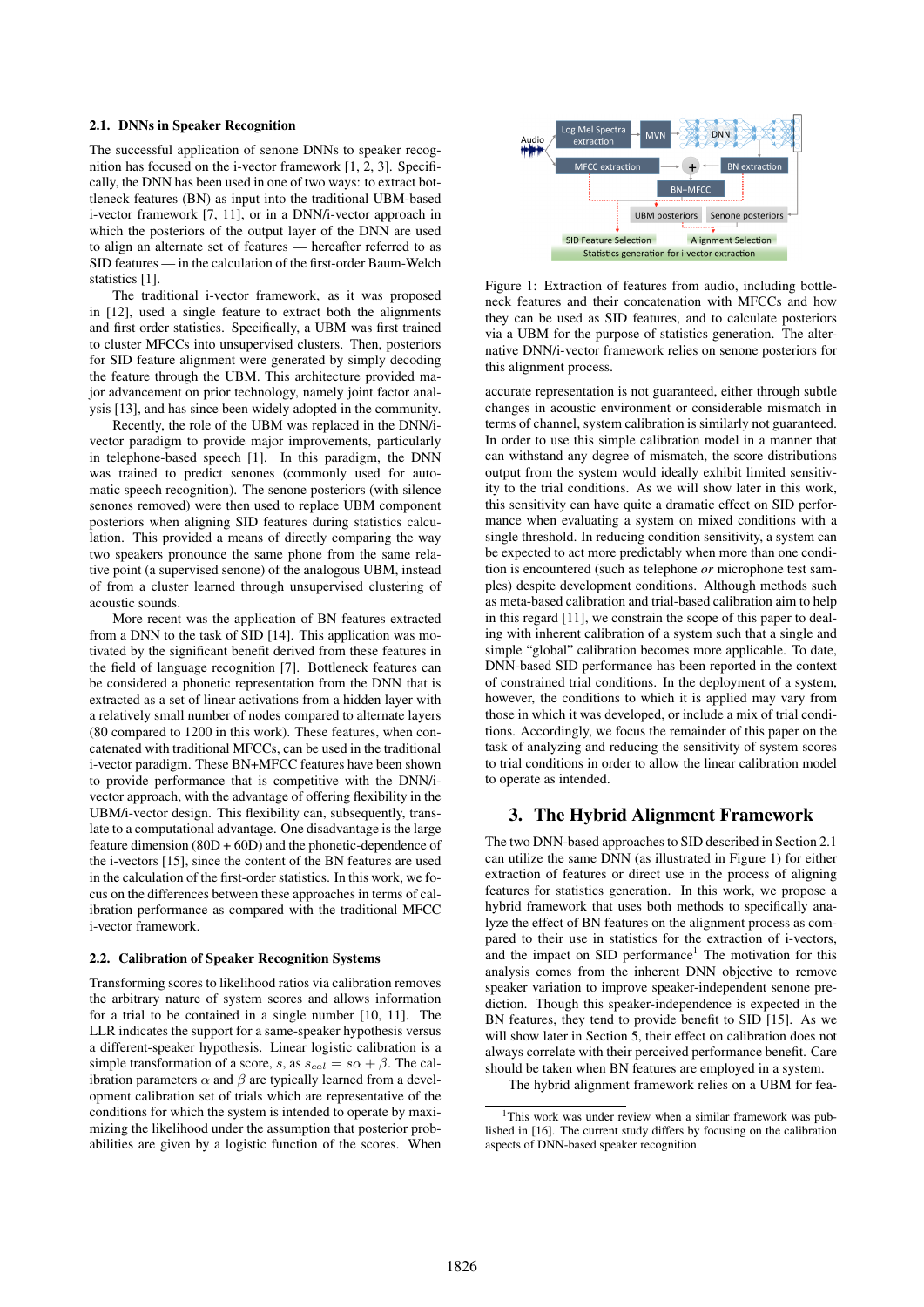### 2.1. DNNs in Speaker Recognition

The successful application of senone DNNs to speaker recognition has focused on the i-vector framework [1, 2, 3]. Specifically, the DNN has been used in one of two ways: to extract bottleneck features (BN) as input into the traditional UBM-based i-vector framework [7, 11], or in a DNN/i-vector approach in which the posteriors of the output layer of the DNN are used to align an alternate set of features — hereafter referred to as SID features — in the calculation of the first-order Baum-Welch statistics [1].

The traditional i-vector framework, as it was proposed in [12], used a single feature to extract both the alignments and first order statistics. Specifically, a UBM was first trained to cluster MFCCs into unsupervised clusters. Then, posteriors for SID feature alignment were generated by simply decoding the feature through the UBM. This architecture provided major advancement on prior technology, namely joint factor analysis [13], and has since been widely adopted in the community.

Recently, the role of the UBM was replaced in the DNN/i-vector paradigm to provide major improvements, particularly in telephone-based speech [1]. In this paradigm, the DNN was trained to predict senones (commonly used for automatic speech recognition). The senone posteriors (with silence senones removed) were then used to replace UBM component posteriors when aligning SID features during statistics calculation. This provided a means of directly comparing the way two speakers pronounce the same phone from the same relative point (of a supervised senone) of the analogous UBM, instead of from a cluster learned through unsupervised clustering of acoustic sounds.

More recent was the application of BN features extracted from a DNN to the task of SID [14]. This application was motivated by the significant benefit derived from these features in the field of language recognition [7]. Bottleneck features can be considered a phonetic representation from the DNN that is extracted as a set of linear activations from a hidden layer with a relatively small number of nodes compared to alternate layers (80 compared to 1200 in this work). These features, when concatenated with traditional MFCCs, can be used in the traditional i-vector paradigm. These BN+MFCC features have been shown to provide performance that is competitive with the DNN/i-vector approach, with the advantage of offering flexibility in the UBM/i-vector design. This flexibility can, subsequently, translate to a computational advantage. One disadvantage is the large feature dimension (80D + 60D) and the phonetic-dependence of the i-vectors [15], since the content of the BN features are used in the calculation of the first-order statistics. In this work, we focus on the differences between these approaches in terms of calibration performance as compared with the traditional MFCC i-vector framework.

### 2.2. Calibration of Speaker Recognition Systems

Transforming scores to likelihood ratios via calibration removes the arbitrary nature of system scores and allows information for a trial to be contained in a single number [10, 11]. The LLR indicates the support for a same-speaker hypothesis versus a different-speaker hypothesis. Linear logistic calibration is a simple transformation of a score, $s$, as $s_{cal} = s\alpha + \beta$. The calibration parameters $\alpha$ and $\beta$ are typically learned from a development calibration set of trials which are representative of the conditions for which the system is intended to operate by maximizing the likelihood under the assumption that posterior probabilities are given by a logistic function of the scores. When accurate representation is not guaranteed, either through subtle changes in acoustic environment or considerable mismatch in terms of channel, system calibration is similarly not guaranteed. In order to use this simple calibration model in a manner that can withstand any degree of mismatch, the score distributions output from the system would ideally exhibit limited sensitivity to the trial conditions. As we will show later in this work, this sensitivity can have quite a dramatic effect on SID performance when evaluating a system on mixed conditions with a single threshold. In reducing condition sensitivity, a system can be expected to act more predictably when more than one condition is encountered (such as telephone *or* microphone test samples) despite development conditions. Although methods such as meta-based calibration and trial-based calibration aim to help in this regard [11], we constrain the scope of this paper to dealing with inherent calibration of a system such that a single and simple "global" calibration becomes more applicable. To date, DNN-based SID performance has been reported in the context of constrained trial conditions. In the deployment of a system, however, the conditions to which it is applied may vary from those in which it was developed, or include a mix of trial conditions. Accordingly, we focus the remainder of this paper on the task of analyzing and reducing the sensitivity of system scores to trial conditions in order to allow the linear calibration model to operate as intended.

Figure 1: Extraction of features from audio, including bottleneck features and their concatenation with MFCCs and how they can be used as SID features, and to calculate posteriors via a UBM for the purpose of statistics generation. The alternative DNN/i-vector framework relies on senone posteriors for this alignment process.

## 3. The Hybrid Alignment Framework

The two DNN-based approaches to SID described in Section 2.1 can utilize the same DNN (as illustrated in Figure 1) for either extraction of features or direct use in the process of aligning features for statistics generation. In this work, we propose a hybrid framework that uses both methods to specifically analyze the effect of BN features on the alignment process as compared to their use in statistics for the extraction of i-vectors, and the impact on SID performance[1] The motivation for this analysis comes from the inherent DNN objective to remove speaker variation to improve speaker-independent senone prediction. Though this speaker-independence is expected in the BN features, they tend to provide benefit to SID [15]. As we will show later in Section 5, their effect on calibration does not always correlate with their perceived performance benefit. Care should be taken when BN features are employed in a system.

The hybrid alignment framework relies on a UBM for fea-

[1] This work was under review when a similar framework was published in [16]. The current study differs by focusing on the calibration aspects of DNN-based speaker recognition.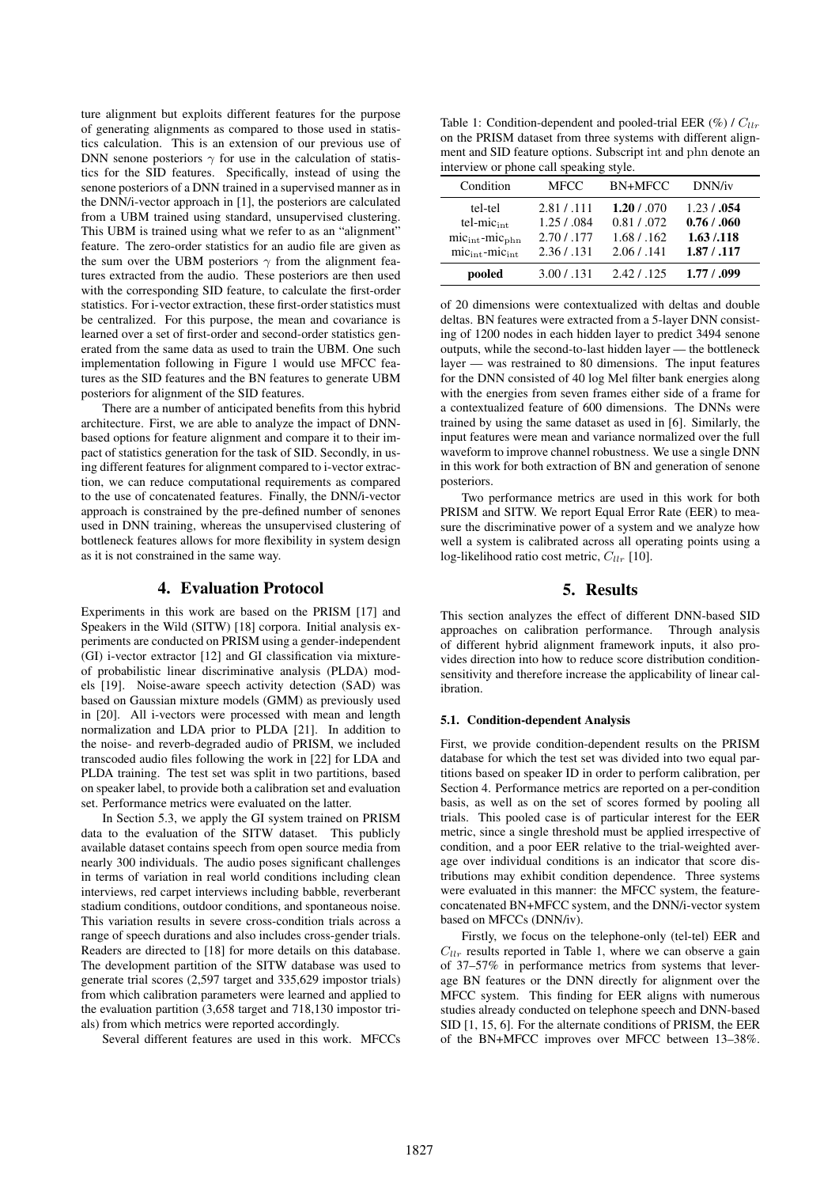ture alignment but exploits different features for the purpose of generating alignments as compared to those used in statistics calculation. This is an extension of our previous use of DNN senone posteriors $\gamma$ for use in the calculation of statistics for the SID features. Specifically, instead of using the senone posteriors of a DNN trained in a supervised manner as in the DNN/i-vector approach in [1], the posteriors are calculated from a UBM trained using standard, unsupervised clustering. This UBM is trained using what we refer to as an "alignment" feature. The zero-order statistics for an audio file are given as the sum over the UBM posteriors $\gamma$ from the alignment features extracted from the audio. These posteriors are then used with the corresponding SID feature, to calculate the first-order statistics. For i-vector extraction, these first-order statistics must be centralized. For this purpose, the mean and covariance is learned over a set of first-order and second-order statistics generated from the same data as used to train the UBM. One such implementation following in Figure 1 would use MFCC features as the SID features and the BN features to generate UBM posteriors for alignment of the SID features.

There are a number of anticipated benefits from this hybrid architecture. First, we are able to analyze the impact of DNN-based options for feature alignment and compare it to their impact of statistics generation for the task of SID. Secondly, in using different features for alignment compared to i-vector extraction, we can reduce computational requirements as compared to the use of concatenated features. Finally, the DNN/i-vector approach is constrained by the pre-defined number of senones used in DNN training, whereas the unsupervised clustering of bottleneck features allows for more flexibility in system design as it is not constrained in the same way.

## 4. Evaluation Protocol

Experiments in this work are based on the PRISM [17] and Speakers in the Wild (SITW) [18] corpora. Initial analysis experiments are conducted on PRISM using a gender-independent (GI) i-vector extractor [12] and GI classification via mixture-of probabilistic linear discriminative analysis (PLDA) models [19]. Noise-aware speech activity detection (SAD) was based on Gaussian mixture models (GMM) as previously used in [20]. All i-vectors were processed with mean and length normalization and LDA prior to PLDA [21]. In addition to the noise- and reverb-degraded audio of PRISM, we included transcoded audio files following the work in [22] for LDA and PLDA training. The test set was split in two partitions, based on speaker label, to provide both a calibration set and evaluation set. Performance metrics were evaluated on the latter.

In Section 5.3, we apply the GI system trained on PRISM data to the evaluation of the SITW dataset. This publicly available dataset contains speech from open source media from nearly 300 individuals. The audio poses significant challenges in terms of variation in real world conditions including clean interviews, red carpet interviews including babble, reverberant stadium conditions, outdoor conditions, and spontaneous noise. This variation results in severe cross-condition trials across a range of speech durations and also includes cross-gender trials. Readers are directed to [18] for more details on this database. The development partition of the SITW database was used to generate trial scores (2,597 target and 335,629 impostor trials) from which calibration parameters were learned and applied to the evaluation partition (3,658 target and 718,130 impostor trials) from which metrics were reported accordingly.

Several different features are used in this work. MFCCs of 20 dimensions were contextualized with deltas and double deltas. BN features were extracted from a 5-layer DNN consisting of 1200 nodes in each hidden layer to predict 3494 senone outputs, while the second-to-last hidden layer — the bottleneck layer — was restrained to 80 dimensions. The input features for the DNN consisted of 40 log Mel filter bank energies along with the energies from seven frames either side of a frame for a contextualized feature of 600 dimensions. The DNNs were trained by using the same dataset as used in [6]. Similarly, the input features were mean and variance normalized over the full waveform to improve channel robustness. We use a single DNN in this work for both extraction of BN and generation of senone posteriors.

Two performance metrics are used in this work for both PRISM and SITW. We report Equal Error Rate (EER) to measure the discriminative power of a system and we analyze how well a system is calibrated across all operating points using a log-likelihood ratio cost metric, $C_{llr}$ [10].

Table 1: Condition-dependent and pooled-trial EER (%) / $C_{llr}$ on the PRISM dataset from three systems with different alignment and SID feature options. Subscript int and phn denote an interview or phone call speaking style.

| Condition | MFCC | BN+MFCC | DNN/iv |
|---|---|---|---|
| tel-tel | 2.81 / .111 | **1.20** / .070 | 1.23 / **.054** |
| tel-mic$_{\mathrm{int}}$ | 1.25 / .084 | 0.81 / .072 | **0.76** / **.060** |
| mic$_{\mathrm{int}}$-mic$_{\mathrm{phn}}$ | 2.70 / .177 | 1.68 / .162 | **1.63** /**.118** |
| mic$_{\mathrm{int}}$-mic$_{\mathrm{int}}$ | 2.36 / .131 | 2.06 / .141 | **1.87** / **.117** |
| **pooled** | 3.00 / .131 | 2.42 / .125 | **1.77** / **.099** |

## 5. Results

This section analyzes the effect of different DNN-based SID approaches on calibration performance. Through analysis of different hybrid alignment framework inputs, it also provides direction into how to reduce score distribution condition-sensitivity and therefore increase the applicability of linear calibration.

### 5.1. Condition-dependent Analysis

First, we provide condition-dependent results on the PRISM database for which the test set was divided into two equal partitions based on speaker ID in order to perform calibration, per Section 4. Performance metrics are reported on a per-condition basis, as well as on the set of scores formed by pooling all trials. This pooled case is of particular interest for the EER metric, since a single threshold must be applied irrespective of condition, and a poor EER relative to the trial-weighted average over individual conditions is an indicator that score distributions may exhibit condition dependence. Three systems were evaluated in this manner: the MFCC system, the feature-concatenated BN+MFCC system, and the DNN/i-vector system based on MFCCs (DNN/iv).

Firstly, we focus on the telephone-only (tel-tel) EER and $C_{llr}$ results reported in Table 1, where we can observe a gain of 37–57% in performance metrics from systems that leverage BN features or the DNN directly for alignment over the MFCC system. This finding for EER aligns with numerous studies already conducted on telephone speech and DNN-based SID [1, 15, 6]. For the alternate conditions of PRISM, the EER of the BN+MFCC improves over MFCC between 13–38%.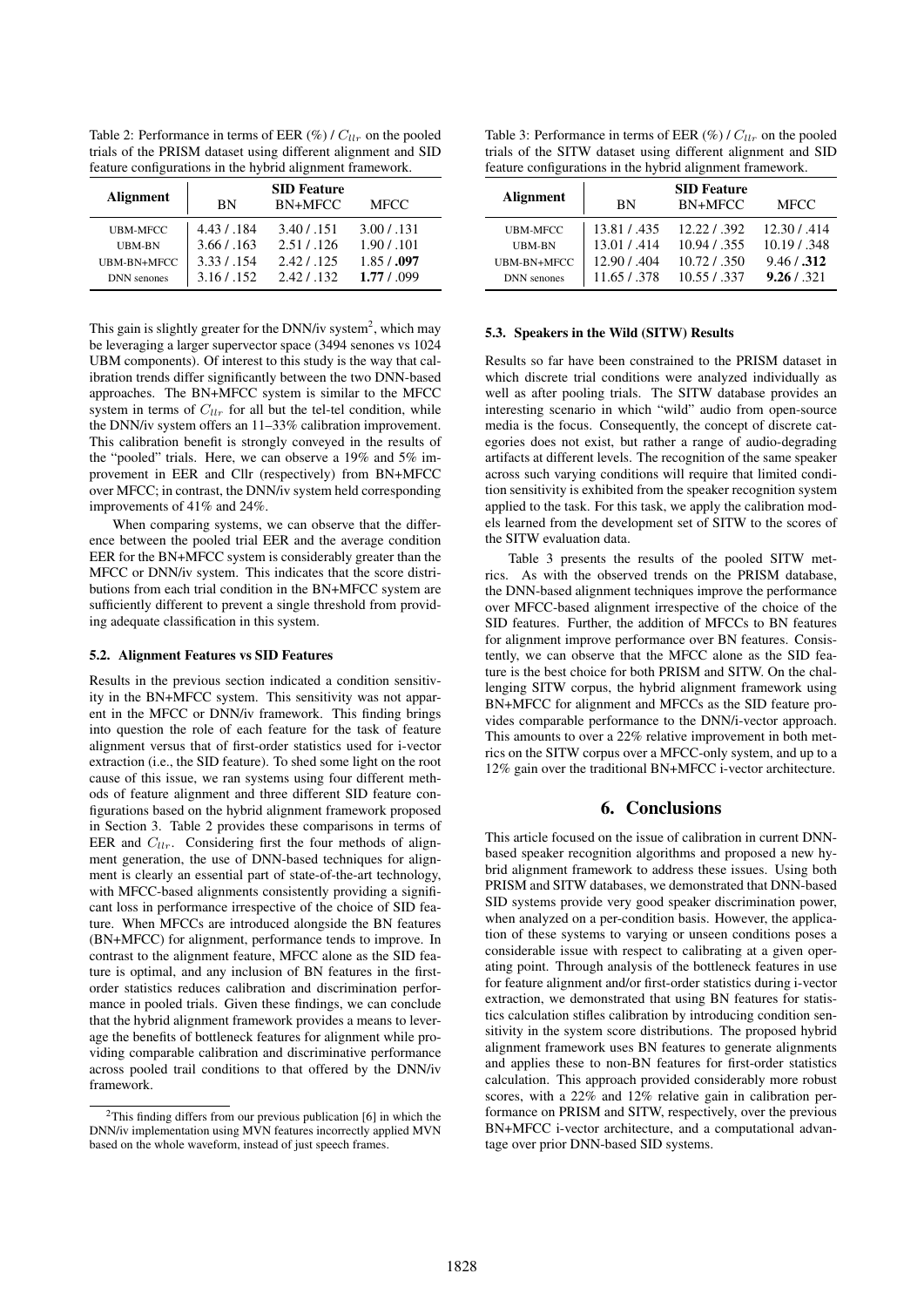Table 2: Performance in terms of EER (%) / $C_{llr}$ on the pooled trials of the PRISM dataset using different alignment and SID feature configurations in the hybrid alignment framework.

| Alignment | SID Feature | | |
|---|---|---|---|
| | BN | BN+MFCC | MFCC |
| UBM-MFCC | 4.43 / .184 | 3.40 / .151 | 3.00 / .131 |
| UBM-BN | 3.66 / .163 | 2.51 / .126 | 1.90 / .101 |
| UBM-BN+MFCC | 3.33 / .154 | 2.42 / .125 | 1.85 / **.097** |
| DNN senones | 3.16 / .152 | 2.42 / .132 | **1.77** / .099 |

This gain is slightly greater for the DNN/iv system[2], which may be leveraging a larger supervector space (3494 senones vs 1024 UBM components). Of interest to this study is the way that calibration trends differ significantly between the two DNN-based approaches. The BN+MFCC system is similar to the MFCC system in terms of $C_{llr}$ for all but the tel-tel condition, while the DNN/iv system offers an 11–33% calibration improvement. This calibration benefit is strongly conveyed in the results of the "pooled" trials. Here, we can observe a 19% and 5% improvement in EER and Cllr (respectively) from BN+MFCC over MFCC; in contrast, the DNN/iv system held corresponding improvements of 41% and 24%.

When comparing systems, we can observe that the difference between the pooled trial EER and the average condition EER for the BN+MFCC system is considerably greater than the MFCC or DNN/iv system. This indicates that the score distributions from each trial condition in the BN+MFCC system are sufficiently different to prevent a single threshold from providing adequate classification in this system.

### 5.2. Alignment Features vs SID Features

Results in the previous section indicated a condition sensitivity in the BN+MFCC system. This sensitivity was not apparent in the MFCC or DNN/iv framework. This finding brings into question the role of each feature for the task of feature alignment versus that of first-order statistics used for i-vector extraction (i.e., the SID feature). To shed some light on the root cause of this issue, we ran systems using four different methods of feature alignment and three different SID feature configurations based on the hybrid alignment framework proposed in Section 3. Table 2 provides these comparisons in terms of EER and $C_{llr}$. Considering first the four methods of alignment generation, the use of DNN-based techniques for alignment is clearly an essential part of state-of-the-art technology, with MFCC-based alignments consistently providing a significant loss in performance irrespective of the choice of SID feature. When MFCCs are introduced alongside the BN features (BN+MFCC) for alignment, performance tends to improve. In contrast to the alignment feature, MFCC alone as the SID feature is optimal, and any inclusion of BN features in the first-order statistics reduces calibration and discrimination performance in pooled trials. Given these findings, we can conclude that the hybrid alignment framework provides a means to leverage the benefits of bottleneck features for alignment while providing comparable calibration and discriminative performance across pooled trail conditions to that offered by the DNN/iv framework.

[2]This finding differs from our previous publication [6] in which the DNN/iv implementation using MVN features incorrectly applied MVN based on the whole waveform, instead of just speech frames.

Table 3: Performance in terms of EER (%) / $C_{llr}$ on the pooled trials of the SITW dataset using different alignment and SID feature configurations in the hybrid alignment framework.

| Alignment | SID Feature | | |
|---|---|---|---|
| | BN | BN+MFCC | MFCC |
| UBM-MFCC | 13.81 / .435 | 12.22 / .392 | 12.30 / .414 |
| UBM-BN | 13.01 / .414 | 10.94 / .355 | 10.19 / .348 |
| UBM-BN+MFCC | 12.90 / .404 | 10.72 / .350 | 9.46 / **.312** |
| DNN senones | 11.65 / .378 | 10.55 / .337 | **9.26** / .321 |

### 5.3. Speakers in the Wild (SITW) Results

Results so far have been constrained to the PRISM dataset in which discrete trial conditions were analyzed individually as well as after pooling trials. The SITW database provides an interesting scenario in which "wild" audio from open-source media is the focus. Consequently, the concept of discrete categories does not exist, but rather a range of audio-degrading artifacts at different levels. The recognition of the same speaker across such varying conditions will require that limited condition sensitivity is exhibited from the speaker recognition system applied to the task. For this task, we apply the calibration models learned from the development set of SITW to the scores of the SITW evaluation data.

Table 3 presents the results of the pooled SITW metrics. As with the observed trends on the PRISM database, the DNN-based alignment techniques improve the performance over MFCC-based alignment irrespective of the choice of the SID features. Further, the addition of MFCCs to BN features for alignment improve performance over BN features. Consistently, we can observe that the MFCC alone as the SID feature is the best choice for both PRISM and SITW. On the challenging SITW corpus, the hybrid alignment framework using BN+MFCC for alignment and MFCCs as the SID feature provides comparable performance to the DNN/i-vector approach. This amounts to over a 22% relative improvement in both metrics on the SITW corpus over a MFCC-only system, and up to a 12% gain over the traditional BN+MFCC i-vector architecture.

## 6. Conclusions

This article focused on the issue of calibration in current DNN-based speaker recognition algorithms and proposed a new hybrid alignment framework to address these issues. Using both PRISM and SITW databases, we demonstrated that DNN-based SID systems provide very good speaker discrimination power, when analyzed on a per-condition basis. However, the application of these systems to varying or unseen conditions poses a considerable issue with respect to calibrating at a given operating point. Through analysis of the bottleneck features in use for feature alignment and/or first-order statistics during i-vector extraction, we demonstrated that using BN features for statistics calculation stifles calibration by introducing condition sensitivity in the system score distributions. The proposed hybrid alignment framework uses BN features to generate alignments and applies these to non-BN features for first-order statistics calculation. This approach provided considerably more robust scores, with a 22% and 12% relative gain in calibration performance on PRISM and SITW, respectively, over the previous BN+MFCC i-vector architecture, and a computational advantage over prior DNN-based SID systems.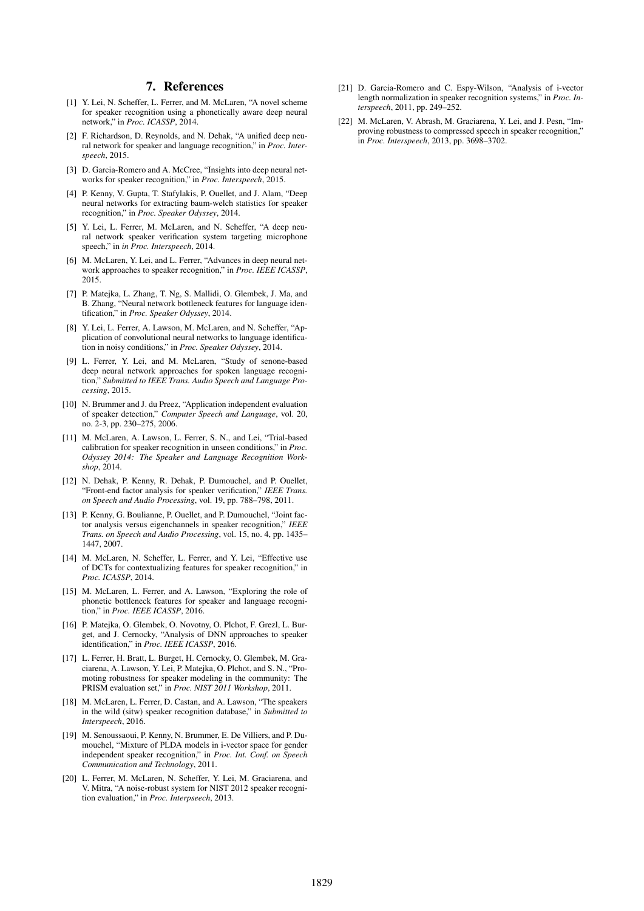## 7. References

[1] Y. Lei, N. Scheffer, L. Ferrer, and M. McLaren, "A novel scheme for speaker recognition using a phonetically aware deep neural network," in *Proc. ICASSP*, 2014.

[2] F. Richardson, D. Reynolds, and N. Dehak, "A unified deep neural network for speaker and language recognition," in *Proc. Interspeech*, 2015.

[3] D. Garcia-Romero and A. McCree, "Insights into deep neural networks for speaker recognition," in *Proc. Interspeech*, 2015.

[4] P. Kenny, V. Gupta, T. Stafylakis, P. Ouellet, and J. Alam, "Deep neural networks for extracting baum-welch statistics for speaker recognition," in *Proc. Speaker Odyssey*, 2014.

[5] Y. Lei, L. Ferrer, M. McLaren, and N. Scheffer, "A deep neural network speaker verification system targeting microphone speech," in *in Proc. Interspeech*, 2014.

[6] M. McLaren, Y. Lei, and L. Ferrer, "Advances in deep neural network approaches to speaker recognition," in *Proc. IEEE ICASSP*, 2015.

[7] P. Matejka, L. Zhang, T. Ng, S. Mallidi, O. Glembek, J. Ma, and B. Zhang, "Neural network bottleneck features for language identification," in *Proc. Speaker Odyssey*, 2014.

[8] Y. Lei, L. Ferrer, A. Lawson, M. McLaren, and N. Scheffer, "Application of convolutional neural networks to language identification in noisy conditions," in *Proc. Speaker Odyssey*, 2014.

[9] L. Ferrer, Y. Lei, and M. McLaren, "Study of senone-based deep neural network approaches for spoken language recognition," *Submitted to IEEE Trans. Audio Speech and Language Processing*, 2015.

[10] N. Brummer and J. du Preez, "Application independent evaluation of speaker detection," *Computer Speech and Language*, vol. 20, no. 2-3, pp. 230–275, 2006.

[11] M. McLaren, A. Lawson, L. Ferrer, S. N., and Lei, "Trial-based calibration for speaker recognition in unseen conditions," in *Proc. Odyssey 2014: The Speaker and Language Recognition Workshop*, 2014.

[12] N. Dehak, P. Kenny, R. Dehak, P. Dumouchel, and P. Ouellet, "Front-end factor analysis for speaker verification," *IEEE Trans. on Speech and Audio Processing*, vol. 19, pp. 788–798, 2011.

[13] P. Kenny, G. Boulianne, P. Ouellet, and P. Dumouchel, "Joint factor analysis versus eigenchannels in speaker recognition," *IEEE Trans. on Speech and Audio Processing*, vol. 15, no. 4, pp. 1435–1447, 2007.

[14] M. McLaren, N. Scheffer, L. Ferrer, and Y. Lei, "Effective use of DCTs for contextualizing features for speaker recognition," in *Proc. ICASSP*, 2014.

[15] M. McLaren, L. Ferrer, and A. Lawson, "Exploring the role of phonetic bottleneck features for speaker and language recognition," in *Proc. IEEE ICASSP*, 2016.

[16] P. Matejka, O. Glembek, O. Novotny, O. Plchot, F. Grezl, L. Burget, and J. Cernocky, "Analysis of DNN approaches to speaker identification," in *Proc. IEEE ICASSP*, 2016.

[17] L. Ferrer, H. Bratt, L. Burget, H. Cernocky, O. Glembek, M. Graciarena, A. Lawson, Y. Lei, P. Matejka, O. Plchot, and S. N., "Promoting robustness for speaker modeling in the community: The PRISM evaluation set," in *Proc. NIST 2011 Workshop*, 2011.

[18] M. McLaren, L. Ferrer, D. Castan, and A. Lawson, "The speakers in the wild (sitw) speaker recognition database," in *Submitted to Interspeech*, 2016.

[19] M. Senoussaoui, P. Kenny, N. Brummer, E. De Villiers, and P. Dumouchel, "Mixture of PLDA models in i-vector space for gender independent speaker recognition," in *Proc. Int. Conf. on Speech Communication and Technology*, 2011.

[20] L. Ferrer, M. McLaren, N. Scheffer, Y. Lei, M. Graciarena, and V. Mitra, "A noise-robust system for NIST 2012 speaker recognition evaluation," in *Proc. Interpseech*, 2013.

[21] D. Garcia-Romero and C. Espy-Wilson, "Analysis of i-vector length normalization in speaker recognition systems," in *Proc. Interspeech*, 2011, pp. 249–252.

[22] M. McLaren, V. Abrash, M. Graciarena, Y. Lei, and J. Pesn, "Improving robustness to compressed speech in speaker recognition," in *Proc. Interspeech*, 2013, pp. 3698–3702.